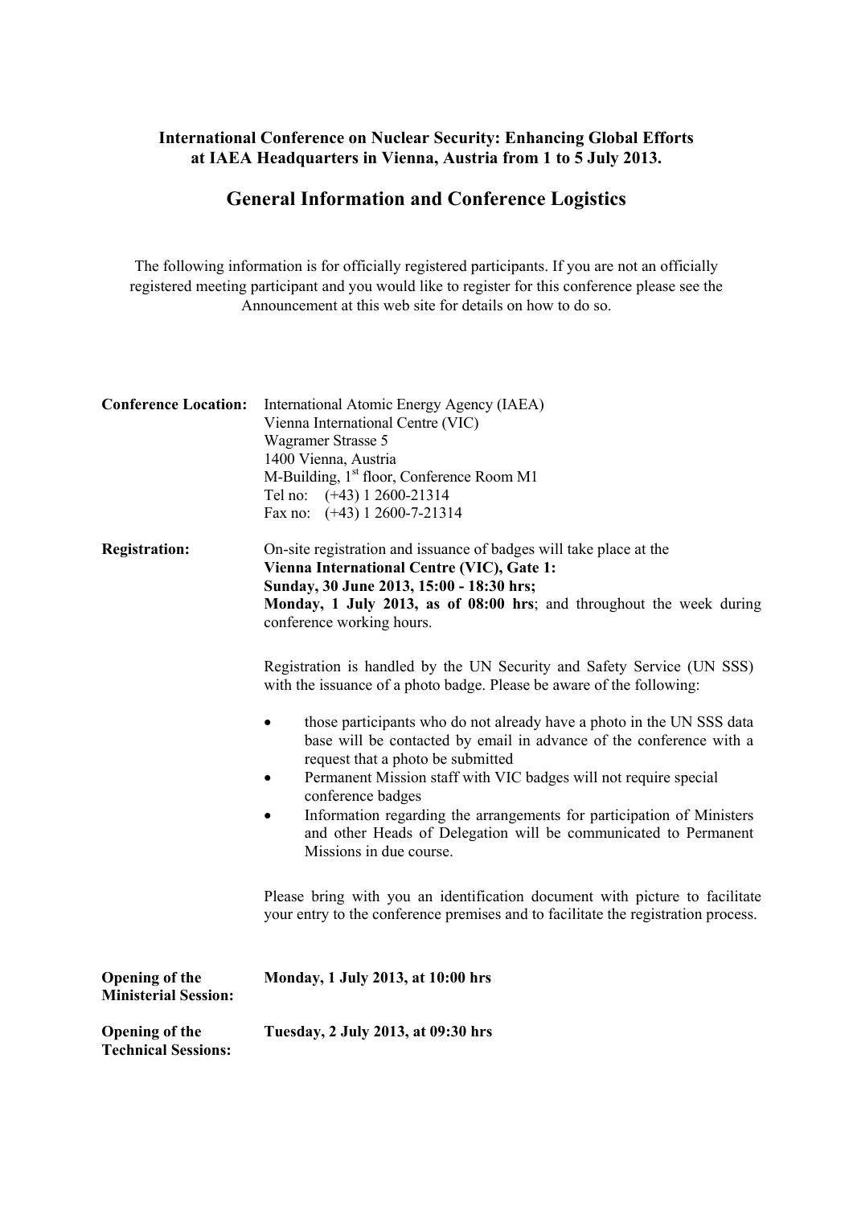**International Conference on Nuclear Security: Enhancing Global Efforts at IAEA Headquarters in Vienna, Austria from 1 to 5 July 2013.**

# General Information and Conference Logistics

The following information is for officially registered participants. If you are not an officially registered meeting participant and you would like to register for this conference please see the Announcement at this web site for details on how to do so.

**Conference Location:**

International Atomic Energy Agency (IAEA)
Vienna International Centre (VIC)
Wagramer Strasse 5
1400 Vienna, Austria
M-Building, 1st floor, Conference Room M1
Tel no: (+43) 1 2600-21314
Fax no: (+43) 1 2600-7-21314

**Registration:**

On-site registration and issuance of badges will take place at the **Vienna International Centre (VIC), Gate 1:**
**Sunday, 30 June 2013, 15:00 - 18:30 hrs;**
**Monday, 1 July 2013, as of 08:00 hrs**; and throughout the week during conference working hours.

Registration is handled by the UN Security and Safety Service (UN SSS) with the issuance of a photo badge. Please be aware of the following:

- those participants who do not already have a photo in the UN SSS data base will be contacted by email in advance of the conference with a request that a photo be submitted
- Permanent Mission staff with VIC badges will not require special conference badges
- Information regarding the arrangements for participation of Ministers and other Heads of Delegation will be communicated to Permanent Missions in due course.

Please bring with you an identification document with picture to facilitate your entry to the conference premises and to facilitate the registration process.

**Opening of the Ministerial Session:** **Monday, 1 July 2013, at 10:00 hrs**

**Opening of the Technical Sessions:** **Tuesday, 2 July 2013, at 09:30 hrs**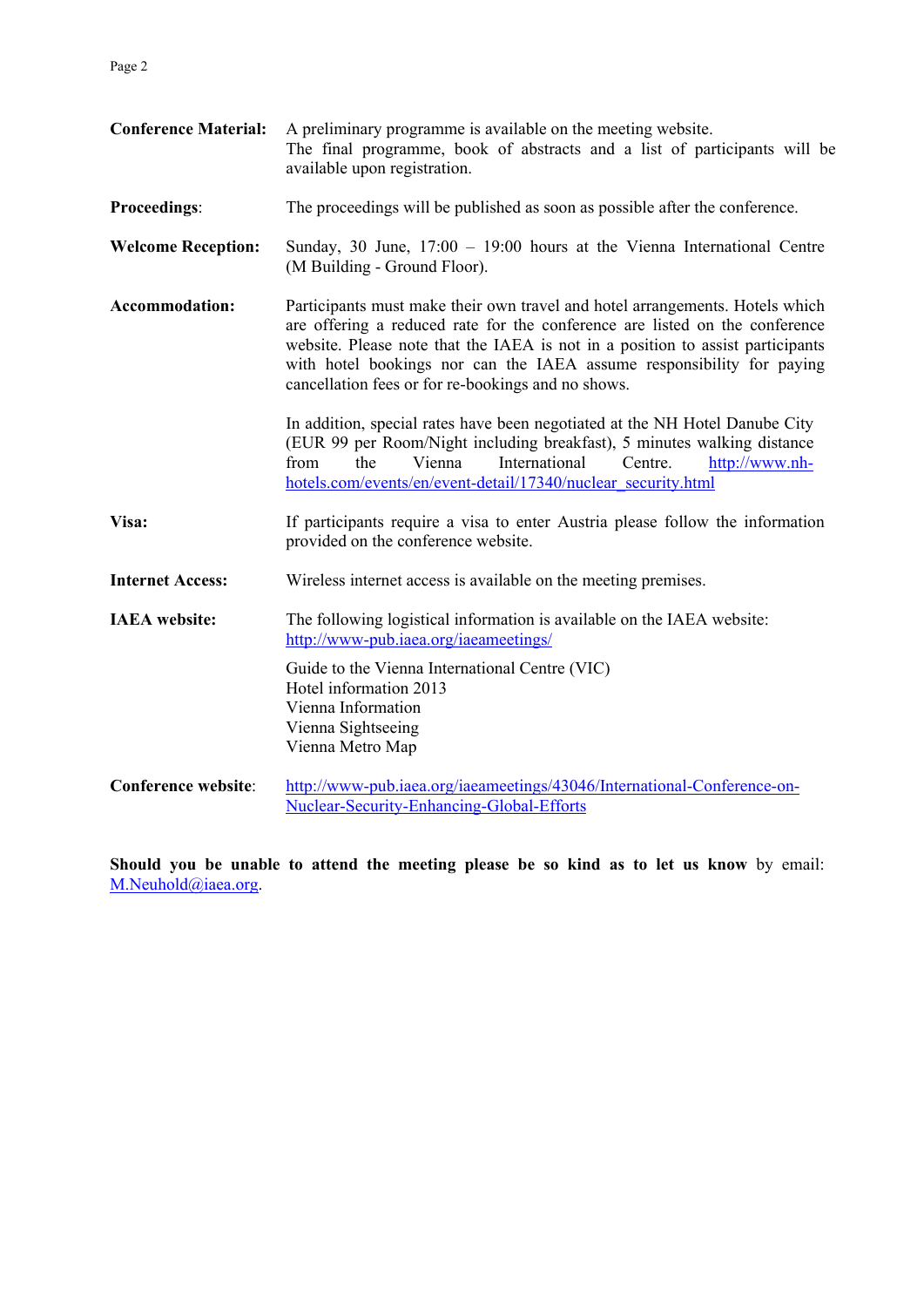**Conference Material:** A preliminary programme is available on the meeting website. The final programme, book of abstracts and a list of participants will be available upon registration.

**Proceedings**: The proceedings will be published as soon as possible after the conference.

**Welcome Reception:** Sunday, 30 June, 17:00 – 19:00 hours at the Vienna International Centre (M Building - Ground Floor).

**Accommodation:** Participants must make their own travel and hotel arrangements. Hotels which are offering a reduced rate for the conference are listed on the conference website. Please note that the IAEA is not in a position to assist participants with hotel bookings nor can the IAEA assume responsibility for paying cancellation fees or for re-bookings and no shows.

In addition, special rates have been negotiated at the NH Hotel Danube City (EUR 99 per Room/Night including breakfast), 5 minutes walking distance from the Vienna International Centre. http://www.nh-hotels.com/events/en/event-detail/17340/nuclear_security.html

**Visa:** If participants require a visa to enter Austria please follow the information provided on the conference website.

**Internet Access:** Wireless internet access is available on the meeting premises.

**IAEA website:** The following logistical information is available on the IAEA website: http://www-pub.iaea.org/iaeameetings/

Guide to the Vienna International Centre (VIC)
Hotel information 2013
Vienna Information
Vienna Sightseeing
Vienna Metro Map

**Conference website**: http://www-pub.iaea.org/iaeameetings/43046/International-Conference-on-Nuclear-Security-Enhancing-Global-Efforts

**Should you be unable to attend the meeting please be so kind as to let us know** by email: M.Neuhold@iaea.org.